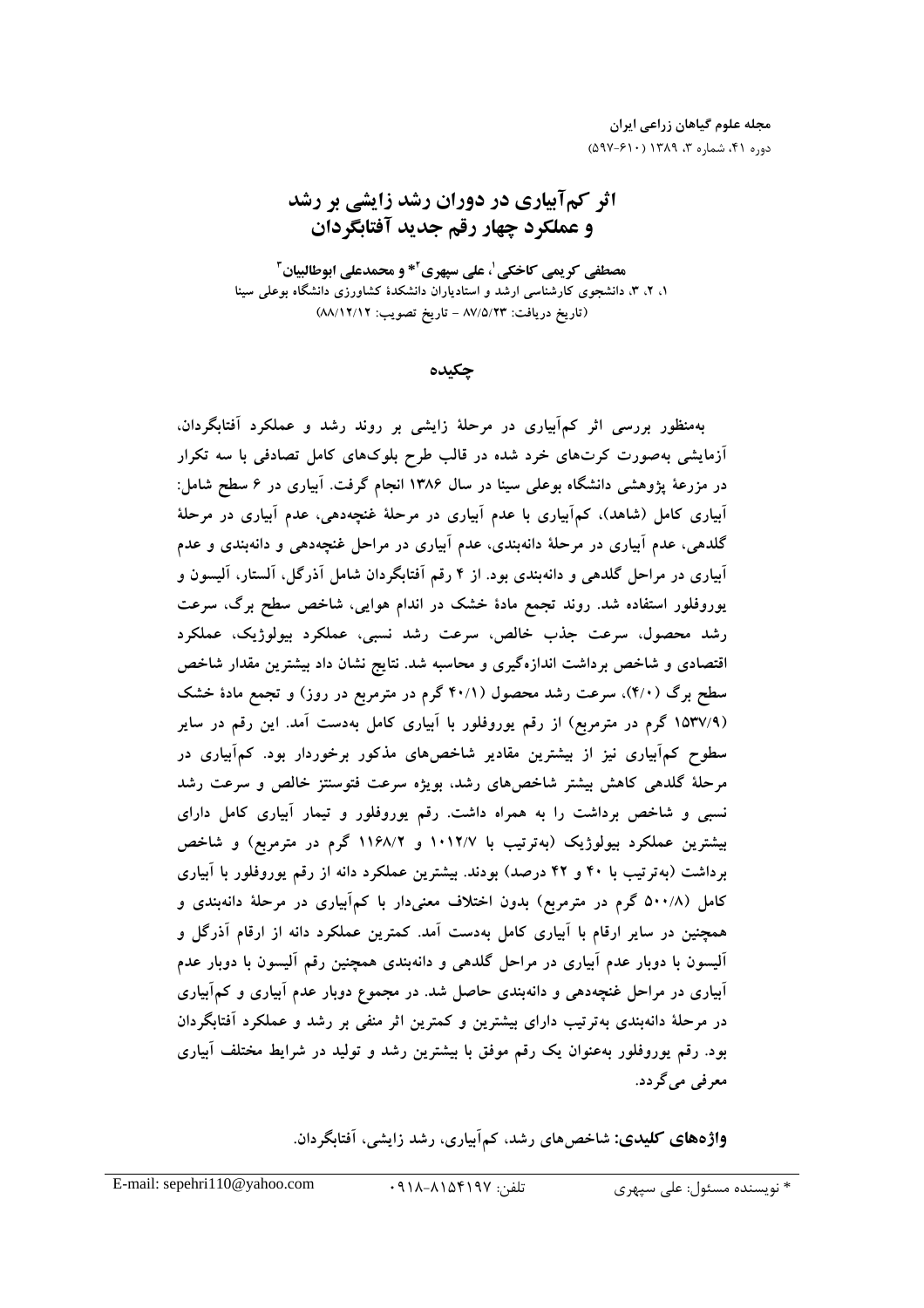# اثر کم‌آبیاری در دوران رشد زایشی بر رشد و عملکرد چهار رقم جدید آفتابگردان

**مصطفی کریمی کاخکی[1]، علی سپهری[2]* و محمدعلی ابوطالبیان[3]**

۱، ۲، ۳، دانشجوی کارشناسی ارشد و استادیاران دانشکدهٔ کشاورزی دانشگاه بوعلی سینا

(تاریخ دریافت: ۸۷/۵/۲۳ – تاریخ تصویب: ۸۸/۱۲/۱۲)

## چکیده

به‌منظور بررسی اثر کم‌آبیاری در مرحلهٔ زایشی بر روند رشد و عملکرد آفتابگردان، آزمایشی به‌صورت کرت‌های خرد شده در قالب طرح بلوک‌های کامل تصادفی با سه تکرار در مزرعهٔ پژوهشی دانشگاه بوعلی سینا در سال ۱۳۸۶ انجام گرفت. آبیاری در ۶ سطح شامل: آبیاری کامل (شاهد)، کم‌آبیاری با عدم آبیاری در مرحلهٔ غنچه‌دهی، عدم آبیاری در مرحلهٔ گلدهی، عدم آبیاری در مرحلهٔ دانه‌بندی، عدم آبیاری در مراحل غنچه‌دهی و دانه‌بندی و عدم آبیاری در مراحل گلدهی و دانه‌بندی بود. از ۴ رقم آفتابگردان شامل آذرگل، آلستار، آلیسون و یوروفلور استفاده شد. روند تجمع مادهٔ خشک در اندام هوایی، شاخص سطح برگ، سرعت رشد محصول، سرعت جذب خالص، سرعت رشد نسبی، عملکرد بیولوژیک، عملکرد اقتصادی و شاخص برداشت اندازه‌گیری و محاسبه شد. نتایج نشان داد بیشترین مقدار شاخص سطح برگ (۴/۰)، سرعت رشد محصول (۴۰/۱ گرم در مترمربع در روز) و تجمع مادهٔ خشک (۱۵۳۷/۹ گرم در مترمربع) از رقم یوروفلور با آبیاری کامل به‌دست آمد. این رقم در سایر سطوح کم‌آبیاری نیز از بیشترین مقادیر شاخص‌های مذکور برخوردار بود. کم‌آبیاری در مرحلهٔ گلدهی کاهش بیشتر شاخص‌های رشد، بویژه سرعت فتوسنتز خالص و سرعت رشد نسبی و شاخص برداشت را به همراه داشت. رقم یوروفلور و تیمار آبیاری کامل دارای بیشترین عملکرد بیولوژیک (به‌ترتیب با ۱۰۱۲/۷ و ۱۱۶۸/۲ گرم در مترمربع) و شاخص برداشت (به‌ترتیب با ۴۰ و ۴۲ درصد) بودند. بیشترین عملکرد دانه از رقم یوروفلور با آبیاری کامل (۵۰۰/۸ گرم در مترمربع) بدون اختلاف معنی‌دار با کم‌آبیاری در مرحلهٔ دانه‌بندی و همچنین در سایر ارقام با آبیاری کامل به‌دست آمد. کمترین عملکرد دانه از ارقام آذرگل و آلیسون با دوبار عدم آبیاری در مراحل گلدهی و دانه‌بندی همچنین رقم آلیسون با دوبار عدم آبیاری در مراحل غنچه‌دهی و دانه‌بندی حاصل شد. در مجموع دوبار عدم آبیاری و کم‌آبیاری در مرحلهٔ دانه‌بندی به‌ترتیب دارای بیشترین و کمترین اثر منفی بر رشد و عملکرد آفتابگردان بود. رقم یوروفلور به‌عنوان یک رقم موفق با بیشترین رشد و تولید در شرایط مختلف آبیاری معرفی می‌گردد.

**واژه‌های کلیدی:** شاخص‌های رشد، کم‌آبیاری، رشد زایشی، آفتابگردان.

---

* نویسنده مسئول: علی سپهری    تلفن: ۰۹۱۸-۸۱۵۴۱۹۷    E-mail: sepehri110@yahoo.com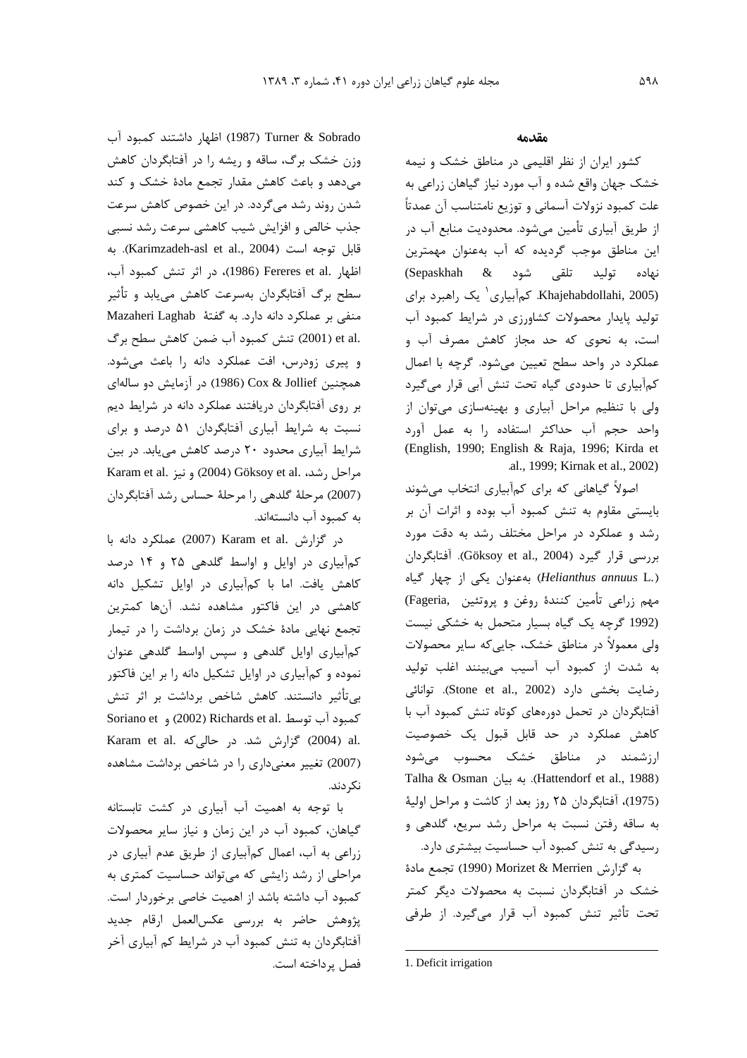## مقدمه

کشور ایران از نظر اقلیمی در مناطق خشک و نیمه خشک جهان واقع شده و آب مورد نیاز گیاهان زراعی به علت کمبود نزولات آسمانی و توزیع نامتناسب آن عمدتاً از طریق آبیاری تأمین می‌شود. محدودیت منابع آب در این مناطق موجب گردیده که آب به‌عنوان مهمترین نهاده تولید تلقی شود (Sepaskhah & Khajehabdollahi, 2005). کم‌آبیاری[1] یک راهبرد برای تولید پایدار محصولات کشاورزی در شرایط کمبود آب است، به نحوی که حد مجاز کاهش مصرف آب و عملکرد در واحد سطح تعیین می‌شود. گرچه با اعمال کم‌آبیاری تا حدودی گیاه تحت تنش آبی قرار می‌گیرد ولی با تنظیم مراحل آبیاری و بهینه‌سازی می‌توان از واحد حجم آب حداکثر استفاده را به عمل آورد (English, 1990; English & Raja, 1996; Kirda et al., 1999; Kirnak et al., 2002).

اصولاً گیاهانی که برای کم‌آبیاری انتخاب می‌شوند بایستی مقاوم به تنش کمبود آب بوده و اثرات آن بر رشد و عملکرد در مراحل مختلف رشد به دقت مورد بررسی قرار گیرد (Göksoy et al., 2004). آفتابگردان (*Helianthus annuus* L.) به‌عنوان یکی از چهار گیاه مهم زراعی تأمین کنندهٔ روغن و پروتئین (Fageria, 1992) گرچه یک گیاه بسیار متحمل به خشکی نیست ولی معمولاً در مناطق خشک، جایی‌که سایر محصولات به شدت از کمبود آب آسیب می‌بینند اغلب تولید رضایت بخشی دارد (Stone et al., 2002). توانائی آفتابگردان در تحمل دوره‌های کوتاه تنش کمبود آب با کاهش عملکرد در حد قابل قبول یک خصوصیت ارزشمند در مناطق خشک محسوب می‌شود (Hattendorf et al., 1988). به بیان Talha & Osman (1975)، آفتابگردان ۲۵ روز بعد از کاشت و مراحل اولیهٔ به ساقه رفتن نسبت به مراحل رشد سریع، گلدهی و رسیدگی به تنش کمبود آب حساسیت بیشتری دارد.

به گزارش Morizet & Merrien (1990) تجمع مادهٔ خشک در آفتابگردان نسبت به محصولات دیگر کمتر تحت تأثیر تنش کمبود آب قرار می‌گیرد. از طرفی Turner & Sobrado (1987) اظهار داشتند کمبود آب وزن خشک برگ، ساقه و ریشه را در آفتابگردان کاهش می‌دهد و باعث کاهش مقدار تجمع مادهٔ خشک و کند شدن روند رشد می‌گردد. در این خصوص کاهش سرعت جذب خالص و افزایش شیب کاهشی سرعت رشد نسبی قابل توجه است (Karimzadeh-asl et al., 2004). به اظهار Fereres et al. (1986)، در اثر تنش کمبود آب، سطح برگ آفتابگردان به‌سرعت کاهش می‌یابد و تأثیر منفی بر عملکرد دانه دارد. به گفتهٔ Mazaheri Laghab et al. (2001) تنش کمبود آب ضمن کاهش سطح برگ و پیری زودرس، افت عملکرد دانه را باعث می‌شود. همچنین Cox & Jollief (1986) در آزمایش دو ساله‌ای بر روی آفتابگردان دریافتند عملکرد دانه در شرایط دیم نسبت به شرایط آبیاری آفتابگردان ۵۱ درصد و برای شرایط آبیاری محدود ۲۰ درصد کاهش می‌یابد. در بین مراحل رشد، Göksoy et al. (2004) و نیز Karam et al. (2007) مرحلهٔ گلدهی را مرحلهٔ حساس رشد آفتابگردان به کمبود آب دانسته‌اند.

در گزارش Karam et al. (2007) عملکرد دانه با کم‌آبیاری در اوایل و اواسط گلدهی ۲۵ و ۱۴ درصد کاهش یافت. اما با کم‌آبیاری در اوایل تشکیل دانه کاهشی در این فاکتور مشاهده نشد. آن‌ها کمترین تجمع نهایی مادهٔ خشک در زمان برداشت را در تیمار کم‌آبیاری اوایل گلدهی و سپس اواسط گلدهی عنوان نموده و کم‌آبیاری در اوایل تشکیل دانه را بر این فاکتور بی‌تأثیر دانستند. کاهش شاخص برداشت بر اثر تنش کمبود آب توسط Richards et al. (2002) و Soriano et al. (2004) گزارش شد. در حالی‌که Karam et al. (2007) تغییر معنی‌داری را در شاخص برداشت مشاهده نکردند.

با توجه به اهمیت آب آبیاری در کشت تابستانه گیاهان، کمبود آب در این زمان و نیاز سایر محصولات زراعی به آب، اعمال کم‌آبیاری از طریق عدم آبیاری در مراحلی از رشد زایشی که می‌تواند حساسیت کمتری به کمبود آب داشته باشد از اهمیت خاصی برخوردار است. پژوهش حاضر به بررسی عکس‌العمل ارقام جدید آفتابگردان به تنش کمبود آب در شرایط کم آبیاری آخر فصل پرداخته است.

---

1. Deficit irrigation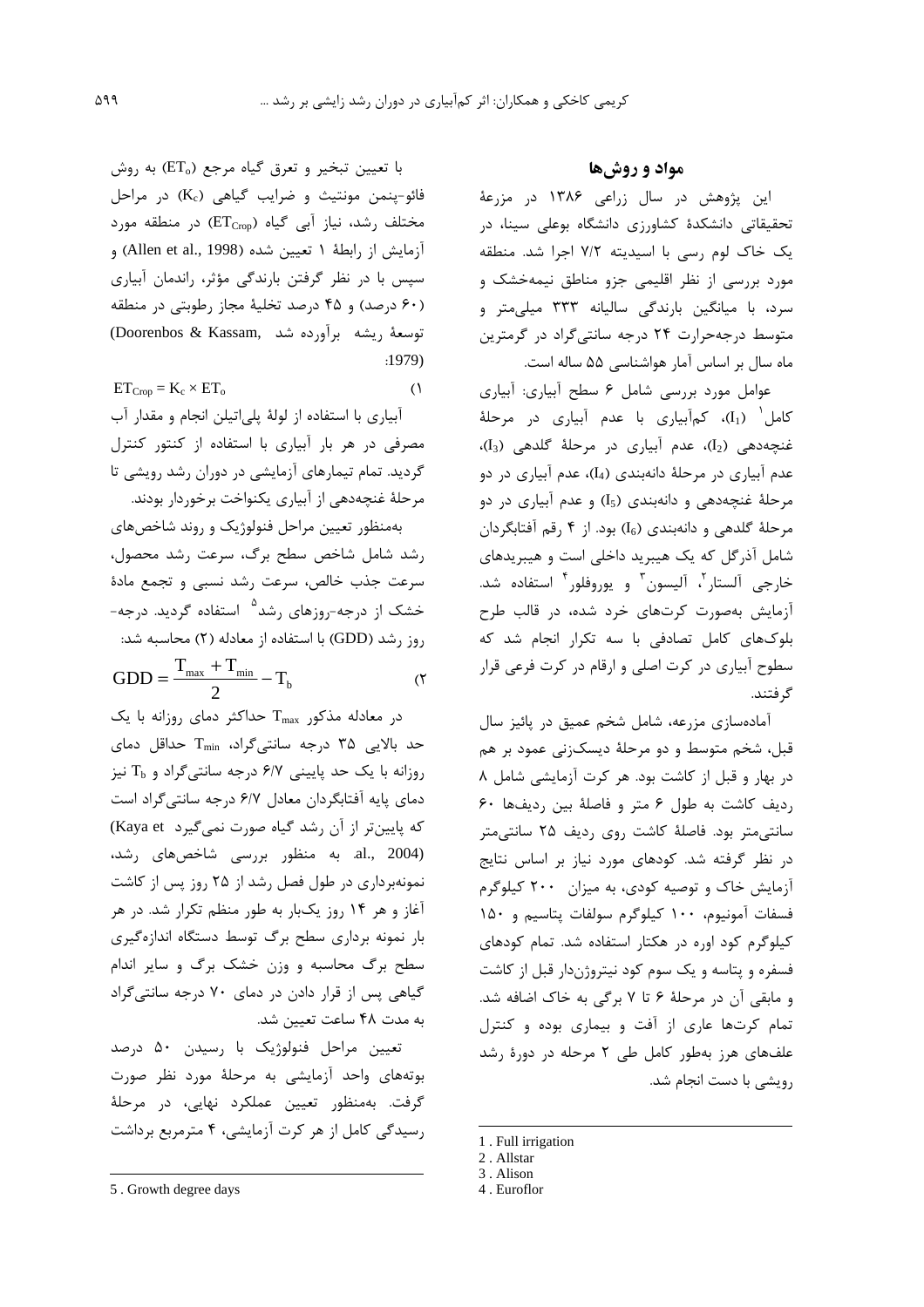## مواد و روش‌ها

این پژوهش در سال زراعی ۱۳۸۶ در مزرعهٔ تحقیقاتی دانشکدهٔ کشاورزی دانشگاه بوعلی سینا، در یک خاک لوم رسی با اسیدیته ۷/۲ اجرا شد. منطقه مورد بررسی از نظر اقلیمی جزو مناطق نیمه‌خشک و سرد، با میانگین بارندگی سالیانه ۳۳۳ میلی‌متر و متوسط درجه‌حرارت ۲۴ درجه سانتی‌گراد در گرمترین ماه سال بر اساس آمار هواشناسی ۵۵ ساله است.

عوامل مورد بررسی شامل ۶ سطح آبیاری: آبیاری کامل[1] ($I_1$)، کم‌آبیاری با عدم آبیاری در مرحلهٔ غنچه‌دهی ($I_2$)، عدم آبیاری در مرحلهٔ گلدهی ($I_3$)، عدم آبیاری در مرحلهٔ دانه‌بندی ($I_4$)، عدم آبیاری در دو مرحلهٔ غنچه‌دهی و دانه‌بندی ($I_5$) و عدم آبیاری در دو مرحلهٔ گلدهی و دانه‌بندی ($I_6$) بود. از ۴ رقم آفتابگردان شامل آذرگل که یک هیبرید داخلی است و هیبریدهای خارجی آلستار[2]، آلیسون[3] و یوروفلور[4] استفاده شد. آزمایش به‌صورت کرت‌های خرد شده، در قالب طرح بلوک‌های کامل تصادفی با سه تکرار انجام شد که سطوح آبیاری در کرت اصلی و ارقام در کرت فرعی قرار گرفتند.

آماده‌سازی مزرعه، شامل شخم عمیق در پائیز سال قبل، شخم متوسط و دو مرحلهٔ دیسک‌زنی عمود بر هم در بهار و قبل از کاشت بود. هر کرت آزمایشی شامل ۸ ردیف کاشت به طول ۶ متر و فاصلهٔ بین ردیف‌ها ۶۰ سانتی‌متر بود. فاصلهٔ کاشت روی ردیف ۲۵ سانتی‌متر در نظر گرفته شد. کودهای مورد نیاز بر اساس نتایج آزمایش خاک و توصیه کودی، به میزان ۲۰۰ کیلوگرم فسفات آمونیوم، ۱۰۰ کیلوگرم سولفات پتاسیم و ۱۵۰ کیلوگرم کود اوره در هکتار استفاده شد. تمام کودهای فسفره و پتاسه و یک سوم کود نیتروژن‌دار قبل از کاشت و مابقی آن در مرحلهٔ ۶ تا ۷ برگی به خاک اضافه شد. تمام کرت‌ها عاری از آفت و بیماری بوده و کنترل علف‌های هرز به‌طور کامل طی ۲ مرحله در دورهٔ رشد رویشی با دست انجام شد.

با تعیین تبخیر و تعرق گیاه مرجع ($ET_o$) به روش فائو-پنمن مونتیث و ضرایب گیاهی ($K_c$) در مراحل مختلف رشد، نیاز آبی گیاه ($ET_{Crop}$) در منطقه مورد آزمایش از رابطهٔ ۱ تعیین شده (Allen et al., 1998) و سپس با در نظر گرفتن بارندگی مؤثر، راندمان آبیاری (۶۰ درصد) و ۴۵ درصد تخلیهٔ مجاز رطوبتی در منطقه توسعهٔ ریشه برآورده شد (Doorenbos & Kassam, 1979):

$$ET_{Crop} = K_c \times ET_o \qquad (1)$$

آبیاری با استفاده از لولهٔ پلی‌اتیلن انجام و مقدار آب مصرفی در هر بار آبیاری با استفاده از کنتور کنترل گردید. تمام تیمارهای آزمایشی در دوران رشد رویشی تا مرحلهٔ غنچه‌دهی از آبیاری یکنواخت برخوردار بودند.

به‌منظور تعیین مراحل فنولوژیک و روند شاخص‌های رشد شامل شاخص سطح برگ، سرعت رشد محصول، سرعت جذب خالص، سرعت رشد نسبی و تجمع مادهٔ خشک از درجه-روزهای رشد[5] استفاده گردید. درجه-روز رشد (GDD) با استفاده از معادله (۲) محاسبه شد:

$$GDD = \frac{T_{max} + T_{min}}{2} - T_b \qquad (2)$$

در معادله مذکور $T_{max}$ حداکثر دمای روزانه با یک حد بالایی ۳۵ درجه سانتی‌گراد، $T_{min}$ حداقل دمای روزانه با یک حد پایینی ۶/۷ درجه سانتی‌گراد و $T_b$ نیز دمای پایه آفتابگردان معادل ۶/۷ درجه سانتی‌گراد است که پایین‌تر از آن رشد گیاه صورت نمی‌گیرد (Kaya et al., 2004). به منظور بررسی شاخص‌های رشد، نمونه‌برداری در طول فصل رشد از ۲۵ روز پس از کاشت آغاز و هر ۱۴ روز یک‌بار به طور منظم تکرار شد. در هر بار نمونه برداری سطح برگ توسط دستگاه اندازه‌گیری سطح برگ محاسبه و وزن خشک برگ و سایر اندام گیاهی پس از قرار دادن در دمای ۷۰ درجه سانتی‌گراد به مدت ۴۸ ساعت تعیین شد.

تعیین مراحل فنولوژیک با رسیدن ۵۰ درصد بوته‌های واحد آزمایشی به مرحلهٔ مورد نظر صورت گرفت. به‌منظور تعیین عملکرد نهایی، در مرحلهٔ رسیدگی کامل از هر کرت آزمایشی، ۴ مترمربع برداشت

---

1 . Full irrigation
2 . Allstar
3 . Alison
4 . Euroflor
5 . Growth degree days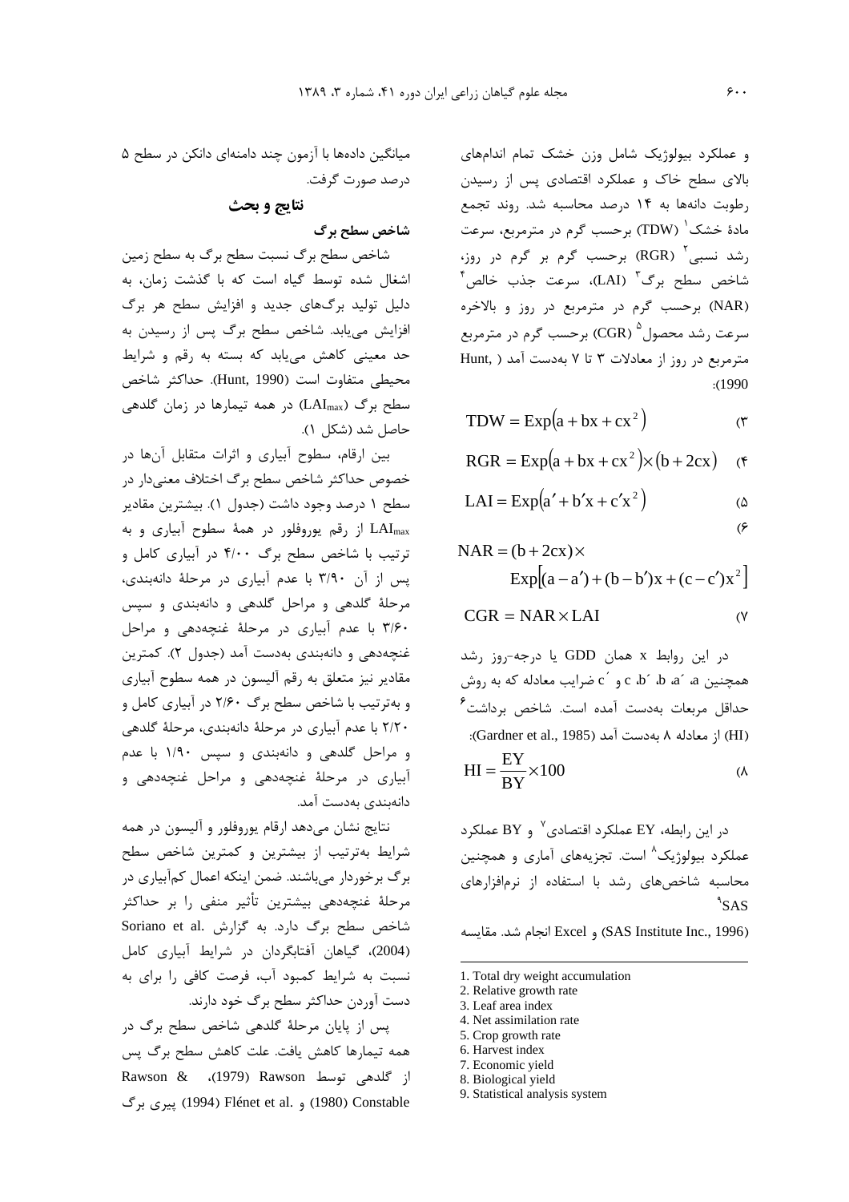و عملکرد بیولوژیک شامل وزن خشک تمام اندام‌های بالای سطح خاک و عملکرد اقتصادی پس از رسیدن رطوبت دانه‌ها به ۱۴ درصد محاسبه شد. روند تجمع مادهٔ خشک[1] (TDW) برحسب گرم در مترمربع، سرعت رشد نسبی[2] (RGR) برحسب گرم بر گرم در روز، شاخص سطح برگ[3] (LAI)، سرعت جذب خالص[4] (NAR) برحسب گرم در مترمربع در روز و بالاخره سرعت رشد محصول[5] (CGR) برحسب گرم در مترمربع مترمربع در روز از معادلات ۳ تا ۷ به‌دست آمد (Hunt, 1990):

$$TDW = Exp\left(a + bx + cx^2\right) \tag{۳}$$

$$RGR = Exp\left(a + bx + cx^2\right) \times (b + 2cx) \tag{۴}$$

$$LAI = Exp\left(a' + b'x + c'x^2\right) \tag{۵}$$

$$NAR = (b + 2cx) \times Exp\left[(a - a') + (b - b')x + (c - c')x^2\right] \tag{۶}$$

$$CGR = NAR \times LAI \tag{۷}$$

در این روابط x همان GDD یا درجه-روز رشد همچنین a، ´a، b، ´b، c و ´c ضرایب معادله که به روش حداقل مربعات به‌دست آمده است. شاخص برداشت[6] (HI) از معادله ۸ به‌دست آمد (Gardner et al., 1985):

$$HI = \frac{EY}{BY} \times 100 \tag{۸}$$

در این رابطه، EY عملکرد اقتصادی[7] و BY عملکرد عملکرد بیولوژیک[8] است. تجزیه‌های آماری و همچنین محاسبه شاخص‌های رشد با استفاده از نرم‌افزارهای SAS[9] (SAS Institute Inc., 1996) و Excel انجام شد. مقایسه میانگین داده‌ها با آزمون چند دامنه‌ای دانکن در سطح ۵ درصد صورت گرفت.

## نتایج و بحث

### شاخص سطح برگ

شاخص سطح برگ نسبت سطح برگ به سطح زمین اشغال شده توسط گیاه است که با گذشت زمان، به دلیل تولید برگ‌های جدید و افزایش سطح هر برگ افزایش می‌یابد. شاخص سطح برگ پس از رسیدن به حد معینی کاهش می‌یابد که بسته به رقم و شرایط محیطی متفاوت است (Hunt, 1990). حداکثر شاخص سطح برگ ($LAI_{max}$) در همه تیمارها در زمان گلدهی حاصل شد (شکل ۱).

بین ارقام، سطوح آبیاری و اثرات متقابل آن‌ها در خصوص حداکثر شاخص سطح برگ اختلاف معنی‌دار در سطح ۱ درصد وجود داشت (جدول ۱). بیشترین مقادیر $LAI_{max}$ از رقم یوروفلور در همهٔ سطوح آبیاری و به ترتیب با شاخص سطح برگ ۴/۰۰ در آبیاری کامل و پس از آن ۳/۹۰ با عدم آبیاری در مرحلهٔ دانه‌بندی، مرحلهٔ گلدهی و مراحل گلدهی و دانه‌بندی و سپس ۳/۶۰ با عدم آبیاری در مرحلهٔ غنچه‌دهی و مراحل غنچه‌دهی و دانه‌بندی به‌دست آمد (جدول ۲). کمترین مقادیر نیز متعلق به رقم آلیسون در همه سطوح آبیاری و به‌ترتیب با شاخص سطح برگ ۲/۶۰ در آبیاری کامل و ۲/۲۰ با عدم آبیاری در مرحلهٔ دانه‌بندی، مرحلهٔ گلدهی و مراحل گلدهی و دانه‌بندی و سپس ۱/۹۰ با عدم آبیاری در مرحلهٔ غنچه‌دهی و مراحل غنچه‌دهی و دانه‌بندی به‌دست آمد.

نتایج نشان می‌دهد ارقام یوروفلور و آلیسون در همه شرایط به‌ترتیب از بیشترین و کمترین شاخص سطح برگ برخوردار می‌باشند. ضمن اینکه اعمال کم‌آبیاری در مرحلهٔ غنچه‌دهی بیشترین تأثیر منفی را بر حداکثر شاخص سطح برگ دارد. به گزارش Soriano et al. (2004)، گیاهان آفتابگردان در شرایط آبیاری کامل نسبت به شرایط کمبود آب، فرصت کافی را برای به دست آوردن حداکثر سطح برگ خود دارند.

پس از پایان مرحلهٔ گلدهی شاخص سطح برگ در همه تیمارها کاهش یافت. علت کاهش سطح برگ پس از گلدهی توسط Rawson (1979)، Rawson & Constable (1980) و Flénet et al. (1994) پیری برگ

---

1. Total dry weight accumulation
2. Relative growth rate
3. Leaf area index
4. Net assimilation rate
5. Crop growth rate
6. Harvest index
7. Economic yield
8. Biological yield
9. Statistical analysis system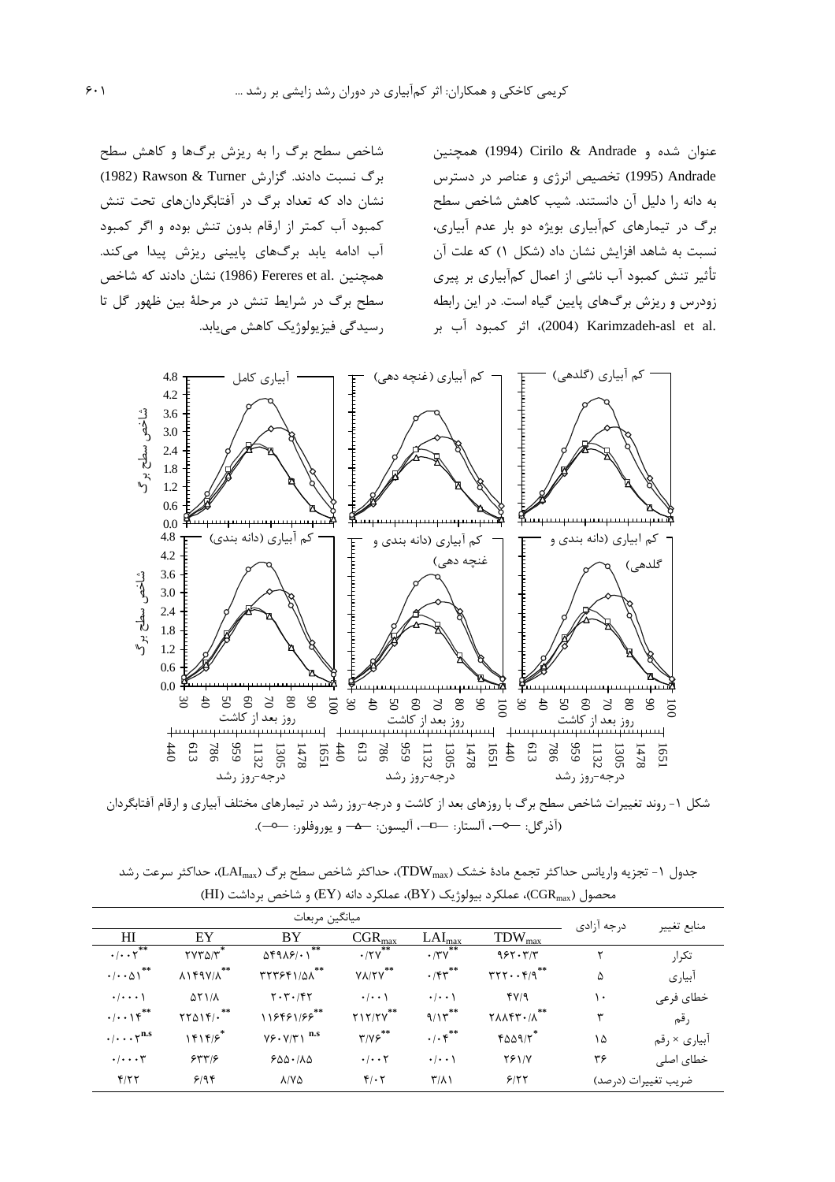عنوان شده و Cirilo & Andrade (1994) همچنین Andrade (1995) تخصیص انرژی و عناصر در دسترس به دانه را دلیل آن دانستند. شیب کاهش شاخص سطح برگ در تیمارهای کم‌آبیاری بویژه دو بار عدم آبیاری، نسبت به شاهد افزایش نشان داد (شکل ۱) که علت آن تأثیر تنش کمبود آب ناشی از اعمال کم‌آبیاری بر پیری زودرس و ریزش برگ‌های پایین گیاه است. در این رابطه Karimzadeh-asl et al. (2004)، اثر کمبود آب بر شاخص سطح برگ را به ریزش برگ‌ها و کاهش سطح برگ نسبت دادند. گزارش Rawson & Turner (1982) نشان داد که تعداد برگ در آفتابگردان‌های تحت تنش کمبود آب کمتر از ارقام بدون تنش بوده و اگر کمبود آب ادامه یابد برگ‌های پایینی ریزش پیدا می‌کند. همچنین Fereres et al. (1986) نشان دادند که شاخص سطح برگ در شرایط تنش در مرحلهٔ بین ظهور گل تا رسیدگی فیزیولوژیک کاهش می‌یابد.

شکل ۱- روند تغییرات شاخص سطح برگ با روزهای بعد از کاشت و درجه-روز رشد در تیمارهای مختلف آبیاری و ارقام آفتابگردان (آذرگل: —◇—، آلستار: —□—، آلیسون: —△— و یوروفلور: —○—).

جدول ۱- تجزیه واریانس حداکثر تجمع مادهٔ خشک ($TDW_{max}$)، حداکثر شاخص سطح برگ ($LAI_{max}$)، حداکثر سرعت رشد محصول ($CGR_{max}$)، عملکرد بیولوژیک (BY)، عملکرد دانه (EY) و شاخص برداشت (HI)

| منابع تغییر | درجه آزادی | میانگین مربعات | | | | | |
|---|---|---|---|---|---|---|---|
| | | $TDW_{max}$ | $LAI_{max}$ | $CGR_{max}$ | BY | EY | HI |
| تکرار | ۲ | ۹۶۲۰۳/۳ | $۰/۳۷^{**}$ | $۰/۲۷^{**}$ | $۵۴۹۸۶/۰۱^{**}$ | $۲۷۷۳۵/۳^{*}$ | $۰/۰۰۲^{**}$ |
| آبیاری | ۵ | $۳۲۲۰۰۴/۹^{**}$ | $۰/۴۳^{**}$ | $۷۸/۲۷^{**}$ | $۳۲۳۶۴۱/۵۸^{**}$ | $۸۱۴۹۷/۸^{**}$ | $۰/۰۰۵۱^{**}$ |
| خطای فرعی | ۱۰ | ۴۷/۹ | ۰/۰۰۱ | ۰/۰۰۱ | ۲۰۳۰/۴۲ | ۵۲۱/۸ | ۰/۰۰۰۱ |
| رقم | ۳ | $۲۸۸۴۳۰/۸^{**}$ | $۹/۱۳^{**}$ | $۲۱۲/۲۷^{**}$ | $۱۱۶۴۶۱/۶۶^{**}$ | $۲۲۵۱۴/۰^{**}$ | $۰/۰۰۱۴^{**}$ |
| آبیاری × رقم | ۱۵ | $۴۵۵۹/۲^{*}$ | $۰/۰۴^{**}$ | $۳/۷۶^{**}$ | $۷۶۰۷/۳۱^{n.s}$ | $۱۴۱۴/۶^{*}$ | $۰/۰۰۰۲^{n.s}$ |
| خطای اصلی | ۳۶ | ۲۶۱/۷ | ۰/۰۰۱ | ۰/۰۰۲ | ۶۵۵۰/۸۵ | ۶۳۳/۶ | ۰/۰۰۰۳ |
| ضریب تغییرات (درصد) | | ۶/۲۲ | ۳/۸۱ | ۴/۰۲ | ۸/۷۵ | ۶/۹۴ | ۴/۲۲ |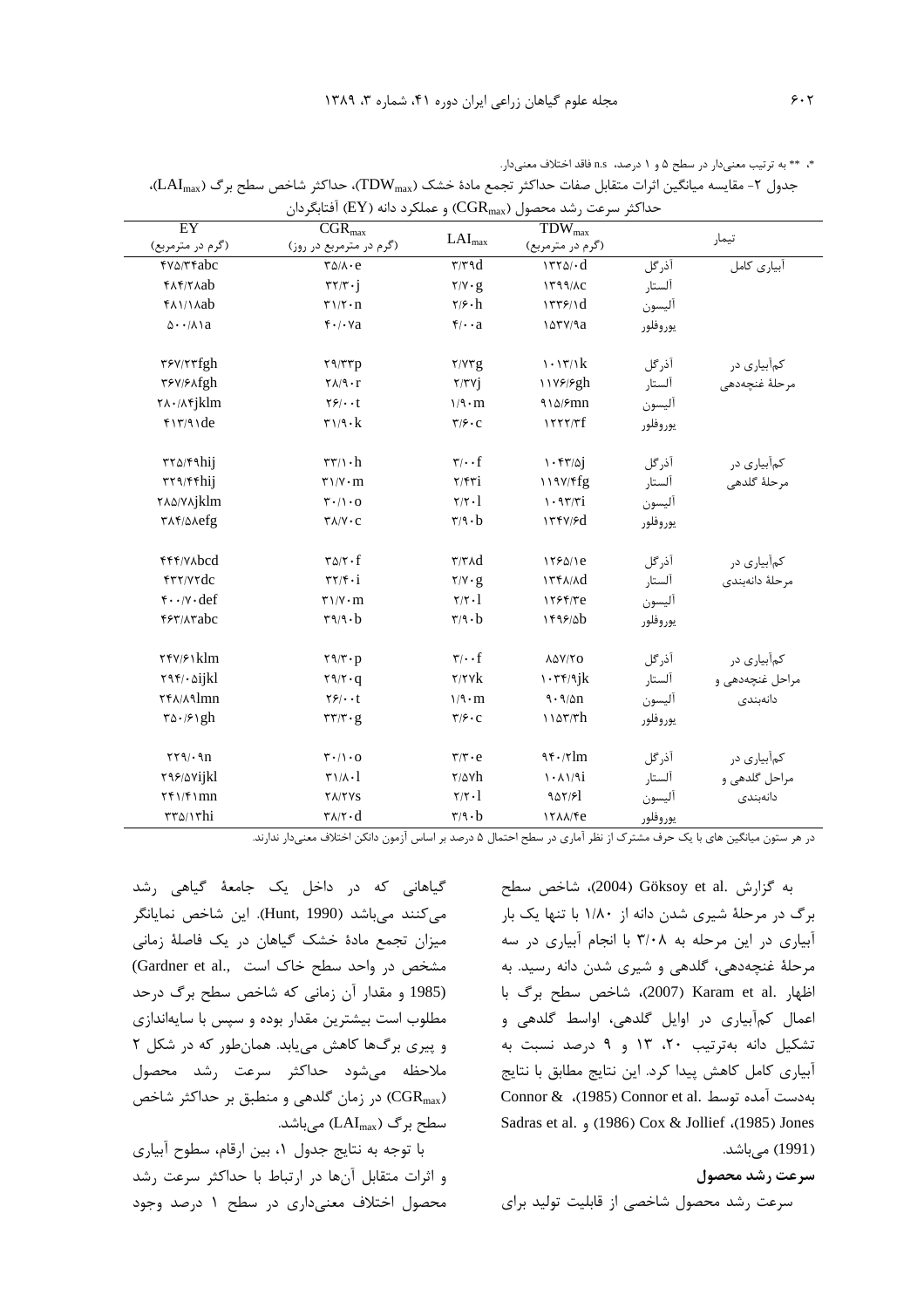*، ** به ترتیب معنی‌دار در سطح ۵ و ۱ درصد، n.s فاقد اختلاف معنی‌دار.

جدول ۲- مقایسه میانگین اثرات متقابل صفات حداکثر تجمع مادۀ خشک ($TDW_{max}$)، حداکثر شاخص سطح برگ ($LAI_{max}$)، حداکثر سرعت رشد محصول ($CGR_{max}$) و عملکرد دانه (EY) آفتابگردان

| تیمار | | $TDW_{max}$ (گرم در مترمربع) | $LAI_{max}$ | $CGR_{max}$ (گرم در مترمربع در روز) | EY (گرم در مترمربع) |
|---|---|---|---|---|---|
| آبیاری کامل | آذرگل | ۱۳۲۵/۰d | ۳/۳۹d | ۳۵/۸۰e | ۴۷۵/۳۴abc |
| | آلستار | ۱۳۹۹/۸c | ۲/۷۰g | ۳۲/۳۰j | ۴۸۴/۲۸ab |
| | آلیسون | ۱۳۳۶/۱d | ۲/۶۰h | ۳۱/۲۰n | ۴۸۱/۱۸ab |
| | یوروفلور | ۱۵۳۷/۹a | ۴/۰۰a | ۴۰/۰۷a | ۵۰۰/۸۱a |
| کم‌آبیاری در مرحلۀ غنچه‌دهی | آذرگل | ۱۰۱۳/۱k | ۲/۷۳g | ۲۹/۳۳p | ۳۶۷/۲۳fgh |
| | آلستار | ۱۱۷۶/۶gh | ۲/۳۷j | ۲۸/۹۰r | ۳۶۷/۶۶fgh |
| | آلیسون | ۹۱۵/۶mn | ۱/۹۰m | ۲۶/۰۰t | ۲۸۰/۸۴jklm |
| | یوروفلور | ۱۲۲۲/۳f | ۳/۶۰c | ۳۱/۹۰k | ۴۱۳/۹۱de |
| کم‌آبیاری در مرحلۀ گلدهی | آذرگل | ۱۰۴۳/۵j | ۳/۰۰f | ۳۳/۱۰h | ۳۲۵/۴۹hij |
| | آلستار | ۱۱۹۷/۴fg | ۲/۴۳i | ۳۱/۷۰m | ۳۲۹/۴۴hij |
| | آلیسون | ۱۰۹۳/۳i | ۲/۲۰l | ۳۰/۱۰o | ۲۸۵/۷۸jklm |
| | یوروفلور | ۱۳۴۷/۶d | ۳/۹۰b | ۳۸/۷۰c | ۳۸۴/۵۸efg |
| کم‌آبیاری در مرحلۀ دانه‌بندی | آذرگل | ۱۲۶۵/۱e | ۳/۳۸d | ۳۵/۲۰f | ۴۴۴/۷۸bcd |
| | آلستار | ۱۳۴۸/۸d | ۲/۷۰g | ۳۲/۴۰i | ۴۳۲/۷۲dc |
| | آلیسون | ۱۲۶۴/۳e | ۲/۲۰l | ۳۱/۷۰m | ۴۰۰/۷۰def |
| | یوروفلور | ۱۴۹۶/۵b | ۳/۹۰b | ۳۹/۹۰b | ۴۶۳/۸۳abc |
| کم‌آبیاری در مراحل غنچه‌دهی و دانه‌بندی | آذرگل | ۸۵۷/۲o | ۳/۰۰f | ۲۹/۳۰p | ۲۴۷/۶۱klm |
| | آلستار | ۱۰۳۴/۹jk | ۲/۲۷k | ۲۹/۲۰q | ۲۹۴/۰۵ijkl |
| | آلیسون | ۹۰۹/۵n | ۱/۹۰m | ۲۶/۰۰t | ۲۴۸/۸۹lmn |
| | یوروفلور | ۱۱۵۳/۳h | ۳/۶۰c | ۳۳/۳۰g | ۳۵۰/۶۱gh |
| کم‌آبیاری در مراحل گلدهی و دانه‌بندی | آذرگل | ۹۴۰/۲lm | ۳/۳۰e | ۳۰/۱۰o | ۲۲۹/۰۹n |
| | آلستار | ۱۰۸۱/۹i | ۲/۵۷h | ۳۱/۸۰l | ۲۹۶/۵۷ijkl |
| | آلیسون | ۹۵۲/۶l | ۲/۲۰l | ۲۸/۲۷s | ۲۴۱/۴۱mn |
| | یوروفلور | ۱۲۸۸/۴e | ۳/۹۰b | ۳۸/۲۰d | ۳۳۵/۱۳hi |

در هر ستون میانگین های با یک حرف مشترک از نظر آماری در سطح احتمال ۵ درصد بر اساس آزمون دانکن اختلاف معنی‌دار ندارند.

به گزارش .Göksoy et al (2004)، شاخص سطح برگ در مرحلۀ شیری شدن دانه از ۱/۸۰ با تنها یک بار آبیاری در این مرحله به ۳/۰۸ با انجام آبیاری در سه مرحلۀ غنچه‌دهی، گلدهی و شیری شدن دانه رسید. به اظهار .Karam et al (2007)، شاخص سطح برگ با اعمال کم‌آبیاری در اوایل گلدهی، اواسط گلدهی و تشکیل دانه به‌ترتیب ۲۰، ۱۳ و ۹ درصد نسبت به آبیاری کامل کاهش پیدا کرد. این نتایج مطابق با نتایج به‌دست آمده توسط .Connor et al (1985)، & Connor Jones (1985)، Cox & Jollief (1986) و .Sadras et al (1991) می‌باشد.

**سرعت رشد محصول**

سرعت رشد محصول شاخصی از قابلیت تولید برای گیاهانی که در داخل یک جامعۀ گیاهی رشد می‌کنند می‌باشد (Hunt, 1990). این شاخص نمایانگر میزان تجمع مادۀ خشک گیاهان در یک فاصلۀ زمانی مشخص در واحد سطح خاک است (Gardner et al., 1985) و مقدار آن زمانی که شاخص سطح برگ درحد مطلوب است بیشترین مقدار بوده و سپس با سایه‌اندازی و پیری برگ‌ها کاهش می‌یابد. همان‌طور که در شکل ۲ ملاحظه می‌شود حداکثر سرعت رشد محصول ($CGR_{max}$) در زمان گلدهی و منطبق بر حداکثر شاخص سطح برگ ($LAI_{max}$) می‌باشد.

با توجه به نتایج جدول ۱، بین ارقام، سطوح آبیاری و اثرات متقابل آن‌ها در ارتباط با حداکثر سرعت رشد محصول اختلاف معنی‌داری در سطح ۱ درصد وجود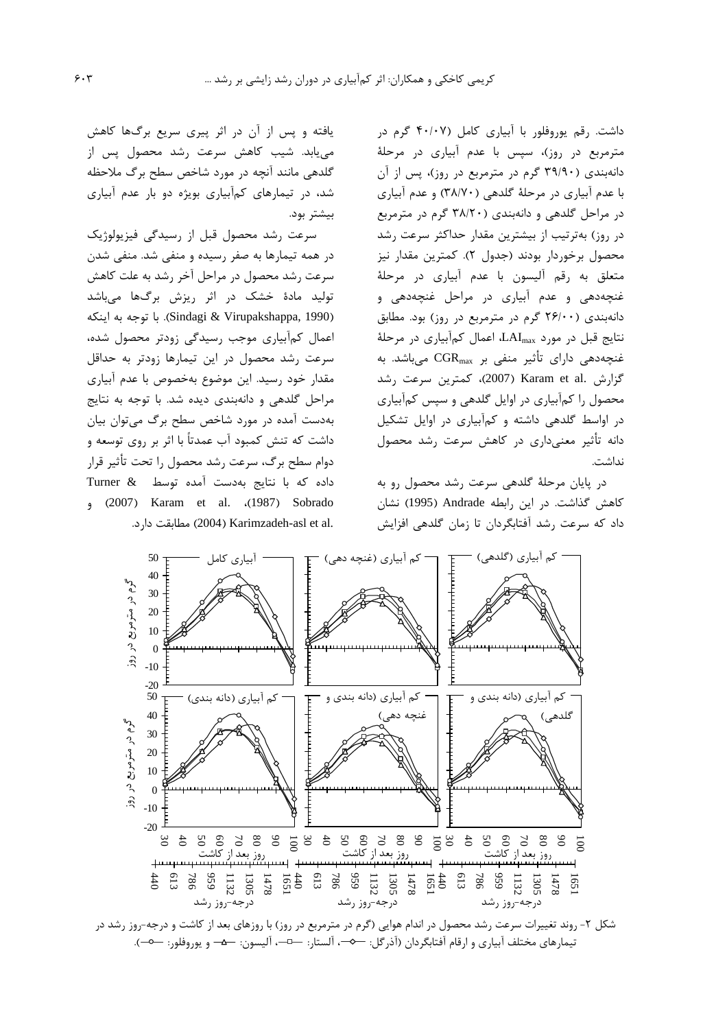داشت. رقم یوروفلور با آبیاری کامل (۴۰/۰۷ گرم در مترمربع در روز)، سپس با عدم آبیاری در مرحلهٔ دانه‌بندی (۳۹/۹۰ گرم در مترمربع در روز)، پس از آن با عدم آبیاری در مرحلهٔ گلدهی (۳۸/۷۰) و عدم آبیاری در مراحل گلدهی و دانه‌بندی (۳۸/۲۰ گرم در مترمربع در روز) به‌ترتیب از بیشترین مقدار حداکثر سرعت رشد محصول برخوردار بودند (جدول ۲). کمترین مقدار نیز متعلق به رقم آلیسون با عدم آبیاری در مرحلهٔ غنچه‌دهی و عدم آبیاری در مراحل غنچه‌دهی و دانه‌بندی (۲۶/۰۰ گرم در مترمربع در روز) بود. مطابق نتایج قبل در مورد $LAI_{max}$، اعمال کم‌آبیاری در مرحلهٔ غنچه‌دهی دارای تأثیر منفی بر $CGR_{max}$ می‌باشد. به گزارش Karam et al. (2007)، کمترین سرعت رشد محصول را کم‌آبیاری در اوایل گلدهی و سپس کم‌آبیاری در اواسط گلدهی داشته و کم‌آبیاری در اوایل تشکیل دانه تأثیر معنی‌داری در کاهش سرعت رشد محصول نداشت.

در پایان مرحلهٔ گلدهی سرعت رشد محصول رو به کاهش گذاشت. در این رابطه Andrade (1995) نشان داد که سرعت رشد آفتابگردان تا زمان گلدهی افزایش یافته و پس از آن در اثر پیری سریع برگ‌ها کاهش می‌یابد. شیب کاهش سرعت رشد محصول پس از گلدهی مانند آنچه در مورد شاخص سطح برگ ملاحظه شد، در تیمارهای کم‌آبیاری بویژه دو بار عدم آبیاری بیشتر بود.

سرعت رشد محصول قبل از رسیدگی فیزیولوژیک در همه تیمارها به صفر رسیده و منفی شد. منفی شدن سرعت رشد محصول در مراحل آخر رشد به علت کاهش تولید مادهٔ خشک در اثر ریزش برگ‌ها می‌باشد (Sindagi & Virupakshappa, 1990). با توجه به اینکه اعمال کم‌آبیاری موجب رسیدگی زودتر محصول شده، سرعت رشد محصول در این تیمارها زودتر به حداقل مقدار خود رسید. این موضوع به‌خصوص با عدم آبیاری مراحل گلدهی و دانه‌بندی دیده شد. با توجه به نتایج به‌دست آمده در مورد شاخص سطح برگ می‌توان بیان داشت که تنش کمبود آب عمدتاً با اثر بر روی توسعه و دوام سطح برگ، سرعت رشد محصول را تحت تأثیر قرار داده که با نتایج به‌دست آمده توسط Turner & Sobrado (1987)، Karam et al. (2007) و Karimzadeh-asl et al. (2004) مطابقت دارد.

شکل ۲- روند تغییرات سرعت رشد محصول در اندام هوایی (گرم در مترمربع در روز) با روزهای بعد از کاشت و درجه-روز رشد در تیمارهای مختلف آبیاری و ارقام آفتابگردان (آذرگل: —◇—، آلستار: —□—، آلیسون: —△— و یوروفلور: —○—).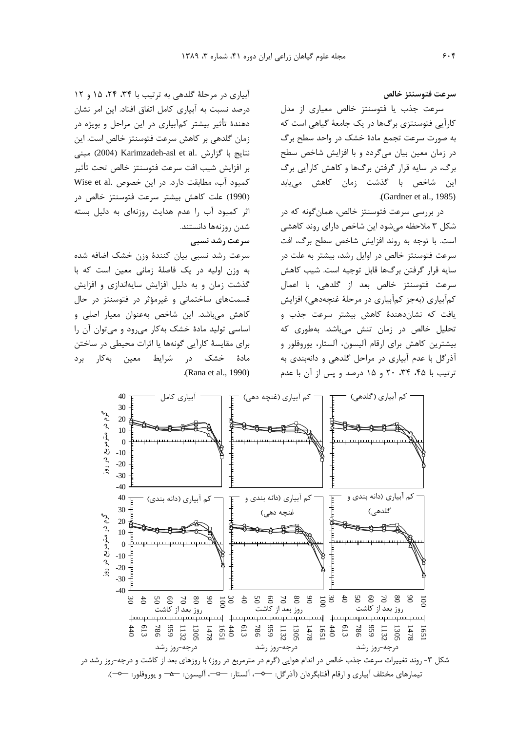### سرعت فتوسنتز خالص

سرعت جذب یا فتوسنتز خالص معیاری از مدل کارآیی فتوسنتزی برگ‌ها در یک جامعهٔ گیاهی است که به صورت سرعت تجمع مادهٔ خشک در واحد سطح برگ در زمان معین بیان می‌گردد و با افزایش شاخص سطح برگ، در سایه قرار گرفتن برگ‌ها و کاهش کارآیی برگ این شاخص با گذشت زمان کاهش می‌یابد (Gardner et al., 1985).

در بررسی سرعت فتوسنتز خالص، همان‌گونه که در شکل ۳ ملاحظه می‌شود این شاخص دارای روند کاهشی است. با توجه به روند افزایش شاخص سطح برگ، افت سرعت فتوسنتز خالص در اوایل رشد، بیشتر به علت در سایه قرار گرفتن برگ‌ها قابل توجیه است. شیب کاهش سرعت فتوسنتز خالص بعد از گلدهی، با اعمال کم‌آبیاری (به‌جز کم‌آبیاری در مرحلهٔ غنچه‌دهی) افزایش یافت که نشان‌دهندهٔ کاهش بیشتر سرعت جذب و تحلیل خالص در زمان تنش می‌باشد. به‌طوری که بیشترین کاهش برای ارقام آلیسون، آلستار، یوروفلور و آذرگل با عدم آبیاری در مراحل گلدهی و دانه‌بندی به ترتیب با ۴۵، ۳۴، ۲۰ و ۱۵ درصد و پس از آن با عدم آبیاری در مرحلهٔ گلدهی به ترتیب با ۳۴، ۲۴، ۱۵ و ۱۲ درصد نسبت به آبیاری کامل اتفاق افتاد. این امر نشان دهندهٔ تأثیر بیشتر کم‌آبیاری در این مراحل و بویژه در زمان گلدهی بر کاهش سرعت فتوسنتز خالص است. این نتایج با گزارش Karimzadeh-asl et al. (2004) مبنی بر افزایش شیب افت سرعت فتوسنتز خالص تحت تأثیر کمبود آب، مطابقت دارد. در این خصوص Wise et al. (1990) علت کاهش بیشتر سرعت فتوسنتز خالص در اثر کمبود آب را عدم هدایت روزنه‌ای به دلیل بسته شدن روزنه‌ها دانستند.

### سرعت رشد نسبی

سرعت رشد نسبی بیان کنندهٔ وزن خشک اضافه شده به وزن اولیه در یک فاصلهٔ زمانی معین است که با گذشت زمان و به دلیل افزایش سایه‌اندازی و افزایش قسمت‌های ساختمانی و غیرمؤثر در فتوسنتز در حال کاهش می‌باشد. این شاخص به‌عنوان معیار اصلی و اساسی تولید مادهٔ خشک به‌کار می‌رود و می‌توان آن را برای مقایسهٔ کارآیی گونه‌ها یا اثرات محیطی در ساختن مادهٔ خشک در شرایط معین به‌کار برد (Rana et al., 1990).

شکل ۳- روند تغییرات سرعت جذب خالص در اندام هوایی (گرم در مترمربع در روز) با روزهای بعد از کاشت و درجه-روز رشد در تیمارهای مختلف آبیاری و ارقام آفتابگردان (آذرگل: —◇—، آلستار: —□—، آلیسون: —△— و یوروفلور: —○—).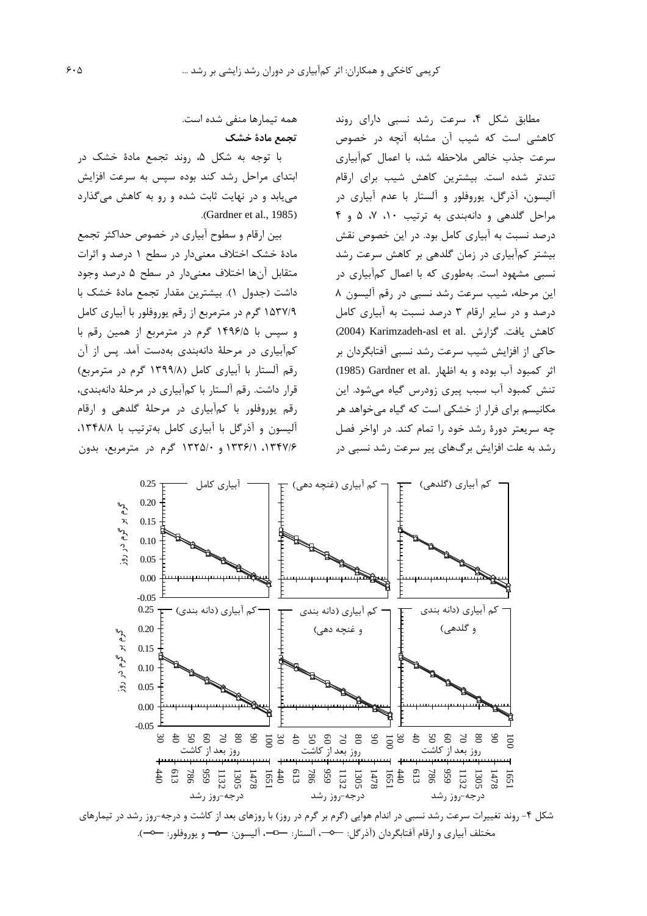مطابق شکل ۴، سرعت رشد نسبی دارای روند کاهشی است که شیب آن مشابه آنچه در خصوص سرعت جذب خالص ملاحظه شد، با اعمال کم‌آبیاری تندتر شده است. بیشترین کاهش شیب برای ارقام آلیسون، آذرگل، یوروفلور و آلستار با عدم آبیاری در مراحل گلدهی و دانه‌بندی به ترتیب ۱۰، ۷، ۵ و ۴ درصد نسبت به آبیاری کامل بود. در این خصوص نقش بیشتر کم‌آبیاری در زمان گلدهی بر کاهش سرعت رشد نسبی مشهود است. به‌طوری که با اعمال کم‌آبیاری در این مرحله، شیب سرعت رشد نسبی در رقم آلیسون ۸ درصد و در سایر ارقام ۳ درصد نسبت به آبیاری کامل کاهش یافت. گزارش Karimzadeh-asl et al. (2004) حاکی از افزایش شیب سرعت رشد نسبی آفتابگردان بر اثر کمبود آب بوده و به اظهار Gardner et al. (1985) تنش کمبود آب سبب پیری زودرس گیاه می‌شود. این مکانیسم برای فرار از خشکی است که گیاه می‌خواهد هر چه سریعتر دورهٔ رشد خود را تمام کند. در اواخر فصل رشد به علت افزایش برگ‌های پیر سرعت رشد نسبی در همه تیمارها منفی شده است.

### تجمع مادهٔ خشک

با توجه به شکل ۵، روند تجمع مادهٔ خشک در ابتدای مراحل رشد کند بوده سپس به سرعت افزایش می‌یابد و در نهایت ثابت شده و رو به کاهش می‌گذارد (Gardner et al., 1985).

بین ارقام و سطوح آبیاری در خصوص حداکثر تجمع مادهٔ خشک اختلاف معنی‌دار در سطح ۱ درصد و اثرات متقابل آن‌ها اختلاف معنی‌دار در سطح ۵ درصد وجود داشت (جدول ۱). بیشترین مقدار تجمع مادهٔ خشک با ۱۵۳۷/۹ گرم در مترمربع از رقم یوروفلور با آبیاری کامل و سپس با ۱۴۹۶/۵ گرم در مترمربع از همین رقم با کم‌آبیاری در مرحلهٔ دانه‌بندی به‌دست آمد. پس از آن رقم آلستار با آبیاری کامل (۱۳۹۹/۸ گرم در مترمربع) قرار داشت. رقم آلستار با کم‌آبیاری در مرحلهٔ دانه‌بندی، رقم یوروفلور با کم‌آبیاری در مرحلهٔ گلدهی و ارقام آلیسون و آذرگل با آبیاری کامل به‌ترتیب با ۱۳۴۸/۸، ۱۳۴۷/۶، ۱۳۳۶/۱ و ۱۳۲۵/۰ گرم در مترمربع، بدون

شکل ۴- روند تغییرات سرعت رشد نسبی در اندام هوایی (گرم بر گرم در روز) با روزهای بعد از کاشت و درجه-روز رشد در تیمارهای مختلف آبیاری و ارقام آفتابگردان (آذرگل: ─◇─، آلستار: ─□─، آلیسون: ─▲─ و یوروفلور: ─○─).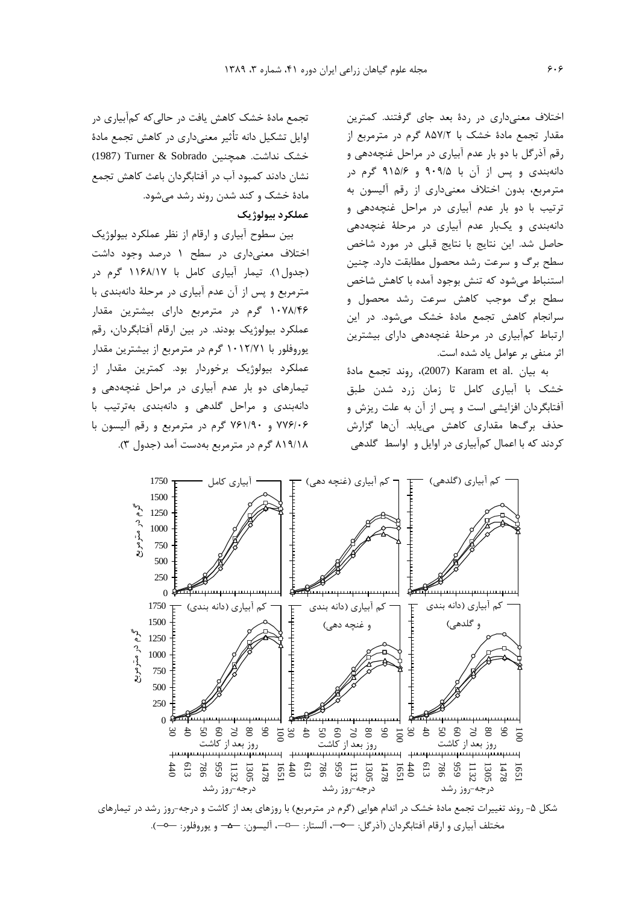اختلاف معنی‌داری در ردهٔ بعد جای گرفتند. کمترین مقدار تجمع مادهٔ خشک با ۸۵۷/۲ گرم در مترمربع از رقم آذرگل با دو بار عدم آبیاری در مراحل غنچه‌دهی و دانه‌بندی و پس از آن با ۹۰۹/۵ و ۹۱۵/۶ گرم در مترمربع، بدون اختلاف معنی‌داری از رقم آلیسون به ترتیب با دو بار عدم آبیاری در مراحل غنچه‌دهی و دانه‌بندی و یکبار عدم آبیاری در مرحلهٔ غنچه‌دهی حاصل شد. این نتایج با نتایج قبلی در مورد شاخص سطح برگ و سرعت رشد محصول مطابقت دارد. چنین استنباط می‌شود که تنش بوجود آمده با کاهش شاخص سطح برگ موجب کاهش سرعت رشد محصول و سرانجام کاهش تجمع مادهٔ خشک می‌شود. در این ارتباط کم‌آبیاری در مرحلهٔ غنچه‌دهی دارای بیشترین اثر منفی بر عوامل یاد شده است.

به بیان .Karam et al (2007)، روند تجمع مادهٔ خشک با آبیاری کامل تا زمان زرد شدن طبق آفتابگردان افزایشی است و پس از آن به علت ریزش و حذف برگ‌ها مقداری کاهش می‌یابد. آن‌ها گزارش کردند که با اعمال کم‌آبیاری در اوایل و اواسط گلدهی تجمع مادهٔ خشک کاهش یافت در حالی‌که کم‌آبیاری در اوایل تشکیل دانه تأثیر معنی‌داری در کاهش تجمع مادهٔ خشک نداشت. همچنین Turner & Sobrado (1987) نشان دادند کمبود آب در آفتابگردان باعث کاهش تجمع مادهٔ خشک و کند شدن روند رشد می‌شود.

**عملکرد بیولوژیک**

بین سطوح آبیاری و ارقام از نظر عملکرد بیولوژیک اختلاف معنی‌داری در سطح ۱ درصد وجود داشت (جدول۱). تیمار آبیاری کامل با ۱۱۶۸/۱۷ گرم در مترمربع و پس از آن عدم آبیاری در مرحلهٔ دانه‌بندی با ۱۰۷۸/۴۶ گرم در مترمربع دارای بیشترین مقدار عملکرد بیولوژیک بودند. در بین ارقام آفتابگردان، رقم یوروفلور با ۱۰۱۲/۷۱ گرم در مترمربع از بیشترین مقدار عملکرد بیولوژیک برخوردار بود. کمترین مقدار از تیمارهای دو بار عدم آبیاری در مراحل غنچه‌دهی و دانه‌بندی و مراحل گلدهی و دانه‌بندی به‌ترتیب با ۷۷۶/۰۶ و ۷۶۱/۹۰ گرم در مترمربع و رقم آلیسون با ۸۱۹/۱۸ گرم در مترمربع به‌دست آمد (جدول ۳).

شکل ۵- روند تغییرات تجمع مادهٔ خشک در اندام هوایی (گرم در مترمربع) با روزهای بعد از کاشت و درجه-روز رشد در تیمارهای مختلف آبیاری و ارقام آفتابگردان (آذرگل: ◇، آلستار: □، آلیسون: △ و یوروفلور: ○).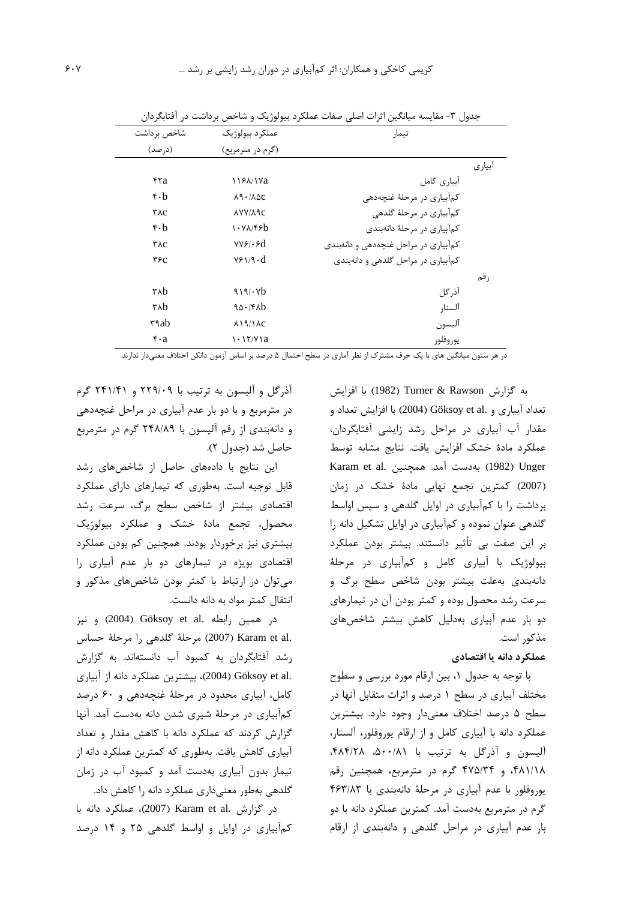جدول ۳- مقایسه میانگین اثرات اصلی صفات عملکرد بیولوژیک و شاخص برداشت در آفتابگردان

| تیمار | عملکرد بیولوژیک (گرم در مترمربع) | شاخص برداشت (درصد) |
|---|---|---|
| آبیاری | | |
| آبیاری کامل | ۱۱۶۸/۱۷a | ۴۲a |
| کم‌آبیاری در مرحلهٔ غنچه‌دهی | ۸۹۰/۸۵c | ۴۰b |
| کم‌آبیاری در مرحلهٔ گلدهی | ۸۷۷/۸۹c | ۳۸c |
| کم‌آبیاری در مرحلهٔ دانه‌بندی | ۱۰۷۸/۴۶b | ۴۰b |
| کم‌آبیاری در مراحل غنچه‌دهی و دانه‌بندی | ۷۷۶/۰۶d | ۳۸c |
| کم‌آبیاری در مراحل گلدهی و دانه‌بندی | ۷۶۱/۹۰d | ۳۶c |
| رقم | | |
| آذرگل | ۹۱۹/۰۷b | ۳۸b |
| آلستار | ۹۵۰/۴۸b | ۳۸b |
| آلیسون | ۸۱۹/۱۸c | ۳۹ab |
| یوروفلور | ۱۰۱۲/۷۱a | ۴۰a |

در هر ستون میانگین های با یک حرف مشترک از نظر آماری در سطح احتمال ۵ درصد بر اساس آزمون دانکن اختلاف معنی‌دار ندارند.

به گزارش Turner & Rawson (1982) با افزایش تعداد آبیاری و .Göksoy et al (2004) با افزایش تعداد و مقدار آب آبیاری در مراحل رشد زایشی آفتابگردان، عملکرد مادهٔ خشک افزایش یافت. نتایج مشابه توسط Unger (1982) به‌دست آمد. همچنین .Karam et al (2007) کمترین تجمع نهایی مادهٔ خشک در زمان برداشت را با کم‌آبیاری در اوایل گلدهی و سپس اواسط گلدهی عنوان نموده و کم‌آبیاری در اوایل تشکیل دانه را بر این صفت بی تأثیر دانستند. بیشتر بودن عملکرد بیولوژیک با آبیاری کامل و کم‌آبیاری در مرحلهٔ دانه‌بندی به‌علت بیشتر بودن شاخص سطح برگ و سرعت رشد محصول بوده و کمتر بودن آن در تیمارهای دو بار عدم آبیاری به‌دلیل کاهش بیشتر شاخص‌های مذکور است.

**عملکرد دانه یا اقتصادی**

با توجه به جدول ۱، بین ارقام مورد بررسی و سطوح مختلف آبیاری در سطح ۱ درصد و اثرات متقابل آنها در سطح ۵ درصد اختلاف معنی‌دار وجود دارد. بیشترین عملکرد دانه با آبیاری کامل و از ارقام یوروفلور، آلستار، آلیسون و آذرگل به ترتیب با ۵۰۰/۸۱، ۴۸۴/۲۸، ۴۸۱/۱۸، و ۴۷۵/۳۴ گرم در مترمربع، همچنین رقم یوروفلور با عدم آبیاری در مرحلهٔ دانه‌بندی با ۴۶۳/۸۳ گرم در مترمربع به‌دست آمد. کمترین عملکرد دانه با دو بار عدم آبیاری در مراحل گلدهی و دانه‌بندی از ارقام آذرگل و آلیسون به ترتیب با ۲۲۹/۰۹ و ۲۴۱/۴۱ گرم در مترمربع و با دو بار عدم آبیاری در مراحل غنچه‌دهی و دانه‌بندی از رقم آلیسون با ۲۴۸/۸۹ گرم در مترمربع حاصل شد (جدول ۲).

این نتایج با داده‌های حاصل از شاخص‌های رشد قابل توجیه است. به‌طوری که تیمارهای دارای عملکرد اقتصادی بیشتر از شاخص سطح برگ، سرعت رشد محصول، تجمع مادهٔ خشک و عملکرد بیولوژیک بیشتری نیز برخوردار بودند. همچنین کم بودن عملکرد اقتصادی بویژه در تیمارهای دو بار عدم آبیاری را می‌توان در ارتباط با کمتر بودن شاخص‌های مذکور و انتقال کمتر مواد به دانه دانست.

در همین رابطه .Göksoy et al (2004) و نیز .Karam et al (2007) مرحلهٔ گلدهی را مرحلهٔ حساس رشد آفتابگردان به کمبود آب دانسته‌اند. به گزارش .Göksoy et al (2004)، بیشترین عملکرد دانه از آبیاری کامل، آبیاری محدود در مرحلهٔ غنچه‌دهی و ۶۰ درصد کم‌آبیاری در مرحلهٔ شیری شدن دانه به‌دست آمد. آنها گزارش کردند که عملکرد دانه با کاهش مقدار و تعداد آبیاری کاهش یافت. به‌طوری که کمترین عملکرد دانه از تیمار بدون آبیاری به‌دست آمد و کمبود آب در زمان گلدهی به‌طور معنی‌داری عملکرد دانه را کاهش داد.

در گزارش .Karam et al (2007)، عملکرد دانه با کم‌آبیاری در اوایل و اواسط گلدهی ۲۵ و ۱۴ درصد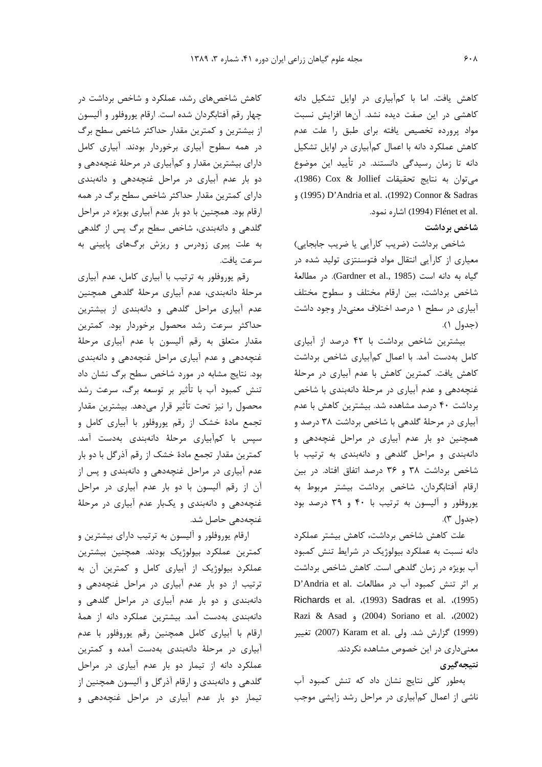کاهش یافت. اما با کم‌آبیاری در اوایل تشکیل دانه کاهشی در این صفت دیده نشد. آن‌ها افزایش نسبت مواد پرورده تخصیص یافته برای طبق را علت عدم کاهش عملکرد دانه با اعمال کم‌آبیاری در اوایل تشکیل دانه تا زمان رسیدگی دانستند. در تأیید این موضوع می‌توان به نتایج تحقیقات Cox & Jollief (1986)، Connor & Sadras (1992)، D'Andria et al. (1995) و Flénet et al. (1994) اشاره نمود.

### شاخص برداشت

شاخص برداشت (ضریب کارآیی یا ضریب جابجایی) معیاری از کارآیی انتقال مواد فتوسنتزی تولید شده در گیاه به دانه است (Gardner et al., 1985). در مطالعهٔ شاخص برداشت، بین ارقام مختلف و سطوح مختلف آبیاری در سطح ۱ درصد اختلاف معنی‌دار وجود داشت (جدول ۱).

بیشترین شاخص برداشت با ۴۲ درصد از آبیاری کامل به‌دست آمد. با اعمال کم‌آبیاری شاخص برداشت کاهش یافت. کمترین کاهش با عدم آبیاری در مرحلهٔ غنچه‌دهی و عدم آبیاری در مرحلهٔ دانه‌بندی با شاخص برداشت ۴۰ درصد مشاهده شد. بیشترین کاهش با عدم آبیاری در مرحلهٔ گلدهی با شاخص برداشت ۳۸ درصد و همچنین دو بار عدم آبیاری در مراحل غنچه‌دهی و دانه‌بندی و مراحل گلدهی و دانه‌بندی به ترتیب با شاخص برداشت ۳۸ و ۳۶ درصد اتفاق افتاد. در بین ارقام آفتابگردان، شاخص برداشت بیشتر مربوط به یوروفلور و آلیسون به ترتیب با ۴۰ و ۳۹ درصد بود (جدول ۳).

علت کاهش شاخص برداشت، کاهش بیشتر عملکرد دانه نسبت به عملکرد بیولوژیک در شرایط تنش کمبود آب بویژه در زمان گلدهی است. کاهش شاخص برداشت بر اثر تنش کمبود آب در مطالعات D'Andria et al. (1995)، Sadras et al. (1993)، Richards et al. (2002)، Soriano et al. (2004) و Razi & Asad (1999) گزارش شد. ولی Karam et al. (2007) تغییر معنی‌داری در این خصوص مشاهده نکردند.

### نتیجه‌گیری

به‌طور کلی نتایج نشان داد که تنش کمبود آب ناشی از اعمال کم‌آبیاری در مراحل رشد زایشی موجب کاهش شاخص‌های رشد، عملکرد و شاخص برداشت در چهار رقم آفتابگردان شده است. ارقام یوروفلور و آلیسون از بیشترین و کمترین مقدار حداکثر شاخص سطح برگ در همه سطوح آبیاری برخوردار بودند. آبیاری کامل دارای بیشترین مقدار و کم‌آبیاری در مرحلهٔ غنچه‌دهی و دو بار عدم آبیاری در مراحل غنچه‌دهی و دانه‌بندی دارای کمترین مقدار حداکثر شاخص سطح برگ در همه ارقام بود. همچنین با دو بار عدم آبیاری بویژه در مراحل گلدهی و دانه‌بندی، شاخص سطح برگ پس از گلدهی به علت پیری زودرس و ریزش برگ‌های پایینی به سرعت یافت.

رقم یوروفلور به ترتیب با آبیاری کامل، عدم آبیاری مرحلهٔ دانه‌بندی، عدم آبیاری مرحلهٔ گلدهی همچنین عدم آبیاری مراحل گلدهی و دانه‌بندی از بیشترین حداکثر سرعت رشد محصول برخوردار بود. کمترین مقدار متعلق به رقم آلیسون با عدم آبیاری مرحلهٔ غنچه‌دهی و عدم آبیاری مراحل غنچه‌دهی و دانه‌بندی بود. نتایج مشابه در مورد شاخص سطح برگ نشان داد تنش کمبود آب با تأثیر بر توسعه برگ، سرعت رشد محصول را نیز تحت تأثیر قرار می‌دهد. بیشترین مقدار تجمع مادهٔ خشک از رقم یوروفلور با آبیاری کامل و سپس با کم‌آبیاری مرحلهٔ دانه‌بندی به‌دست آمد. کمترین مقدار تجمع مادهٔ خشک از رقم آذرگل با دو بار عدم آبیاری در مراحل غنچه‌دهی و دانه‌بندی و پس از آن از رقم آلیسون با دو بار عدم آبیاری در مراحل غنچه‌دهی و دانه‌بندی و یک‌بار عدم آبیاری در مرحلهٔ غنچه‌دهی حاصل شد.

ارقام یوروفلور و آلیسون به ترتیب دارای بیشترین و کمترین عملکرد بیولوژیک بودند. همچنین بیشترین عملکرد بیولوژیک از آبیاری کامل و کمترین آن به ترتیب از دو بار عدم آبیاری در مراحل غنچه‌دهی و دانه‌بندی و دو بار عدم آبیاری در مراحل گلدهی و دانه‌بندی به‌دست آمد. بیشترین عملکرد دانه از همهٔ ارقام با آبیاری کامل همچنین رقم یوروفلور با عدم آبیاری در مرحلهٔ دانه‌بندی به‌دست آمده و کمترین عملکرد دانه از تیمار دو بار عدم آبیاری در مراحل گلدهی و دانه‌بندی و ارقام آذرگل و آلیسون همچنین از تیمار دو بار عدم آبیاری در مراحل غنچه‌دهی و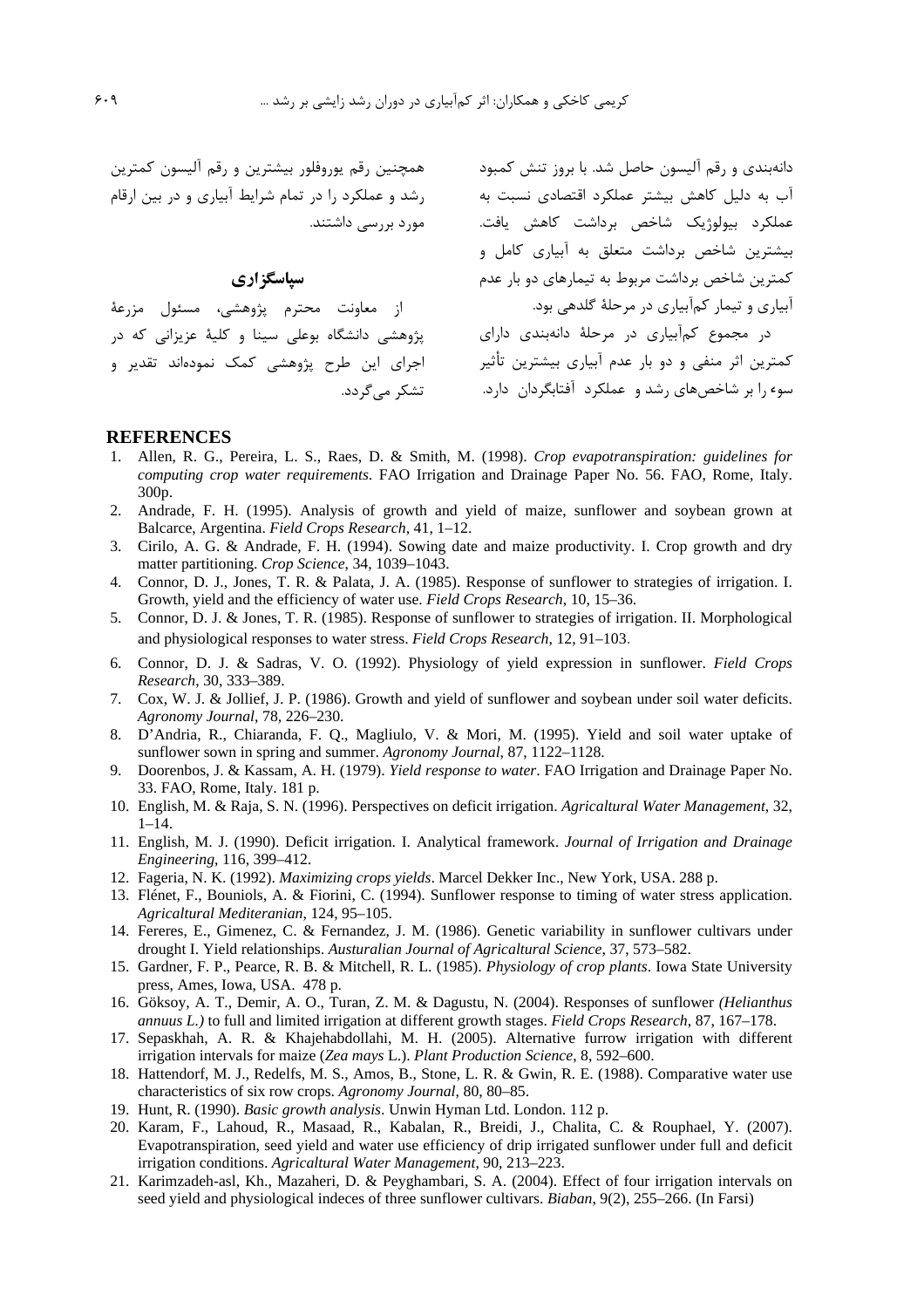دانه‌بندی و رقم آلیسون حاصل شد. با بروز تنش کمبود آب به دلیل کاهش بیشتر عملکرد اقتصادی نسبت به عملکرد بیولوژیک شاخص برداشت کاهش یافت. بیشترین شاخص برداشت متعلق به آبیاری کامل و کمترین شاخص برداشت مربوط به تیمارهای دو بار عدم آبیاری و تیمار کم‌آبیاری در مرحلهٔ گلدهی بود.

در مجموع کم‌آبیاری در مرحلهٔ دانه‌بندی دارای کمترین اثر منفی و دو بار عدم آبیاری بیشترین تأثیر سوء را بر شاخص‌های رشد و عملکرد آفتابگردان دارد.

همچنین رقم یوروفلور بیشترین و رقم آلیسون کمترین رشد و عملکرد را در تمام شرایط آبیاری و در بین ارقام مورد بررسی داشتند.

## سپاسگزاری

از معاونت محترم پژوهشی، مسئول مزرعهٔ پژوهشی دانشگاه بوعلی سینا و کلیهٔ عزیزانی که در اجرای این طرح پژوهشی کمک نموده‌اند تقدیر و تشکر می‌گردد.

## REFERENCES

1. Allen, R. G., Pereira, L. S., Raes, D. & Smith, M. (1998). *Crop evapotranspiration: guidelines for computing crop water requirements*. FAO Irrigation and Drainage Paper No. 56. FAO, Rome, Italy. 300p.
2. Andrade, F. H. (1995). Analysis of growth and yield of maize, sunflower and soybean grown at Balcarce, Argentina. *Field Crops Research*, 41, 1–12.
3. Cirilo, A. G. & Andrade, F. H. (1994). Sowing date and maize productivity. I. Crop growth and dry matter partitioning. *Crop Science*, 34, 1039–1043.
4. Connor, D. J., Jones, T. R. & Palata, J. A. (1985). Response of sunflower to strategies of irrigation. I. Growth, yield and the efficiency of water use. *Field Crops Research*, 10, 15–36.
5. Connor, D. J. & Jones, T. R. (1985). Response of sunflower to strategies of irrigation. II. Morphological and physiological responses to water stress. *Field Crops Research*, 12, 91–103.
6. Connor, D. J. & Sadras, V. O. (1992). Physiology of yield expression in sunflower. *Field Crops Research*, 30, 333–389.
7. Cox, W. J. & Jollief, J. P. (1986). Growth and yield of sunflower and soybean under soil water deficits. *Agronomy Journal*, 78, 226–230.
8. D'Andria, R., Chiaranda, F. Q., Magliulo, V. & Mori, M. (1995). Yield and soil water uptake of sunflower sown in spring and summer. *Agronomy Journal*, 87, 1122–1128.
9. Doorenbos, J. & Kassam, A. H. (1979). *Yield response to water*. FAO Irrigation and Drainage Paper No. 33. FAO, Rome, Italy. 181 p.
10. English, M. & Raja, S. N. (1996). Perspectives on deficit irrigation. *Agricaltural Water Management*, 32, 1–14.
11. English, M. J. (1990). Deficit irrigation. I. Analytical framework. *Journal of Irrigation and Drainage Engineering*, 116, 399–412.
12. Fageria, N. K. (1992). *Maximizing crops yields*. Marcel Dekker Inc., New York, USA. 288 p.
13. Flénet, F., Bouniols, A. & Fiorini, C. (1994). Sunflower response to timing of water stress application. *Agricaltural Mediteranian*, 124, 95–105.
14. Fereres, E., Gimenez, C. & Fernandez, J. M. (1986). Genetic variability in sunflower cultivars under drought I. Yield relationships. *Austuralian Journal of Agricaltural Science*, 37, 573–582.
15. Gardner, F. P., Pearce, R. B. & Mitchell, R. L. (1985). *Physiology of crop plants*. Iowa State University press, Ames, Iowa, USA. 478 p.
16. Göksoy, A. T., Demir, A. O., Turan, Z. M. & Dagustu, N. (2004). Responses of sunflower *(Helianthus annuus L.)* to full and limited irrigation at different growth stages. *Field Crops Research*, 87, 167–178.
17. Sepaskhah, A. R. & Khajehabdollahi, M. H. (2005). Alternative furrow irrigation with different irrigation intervals for maize (*Zea mays* L.). *Plant Production Science*, 8, 592–600.
18. Hattendorf, M. J., Redelfs, M. S., Amos, B., Stone, L. R. & Gwin, R. E. (1988). Comparative water use characteristics of six row crops. *Agronomy Journal*, 80, 80–85.
19. Hunt, R. (1990). *Basic growth analysis*. Unwin Hyman Ltd. London. 112 p.
20. Karam, F., Lahoud, R., Masaad, R., Kabalan, R., Breidi, J., Chalita, C. & Rouphael, Y. (2007). Evapotranspiration, seed yield and water use efficiency of drip irrigated sunflower under full and deficit irrigation conditions. *Agricaltural Water Management*, 90, 213–223.
21. Karimzadeh-asl, Kh., Mazaheri, D. & Peyghambari, S. A. (2004). Effect of four irrigation intervals on seed yield and physiological indeces of three sunflower cultivars. *Biaban*, 9(2), 255–266. (In Farsi)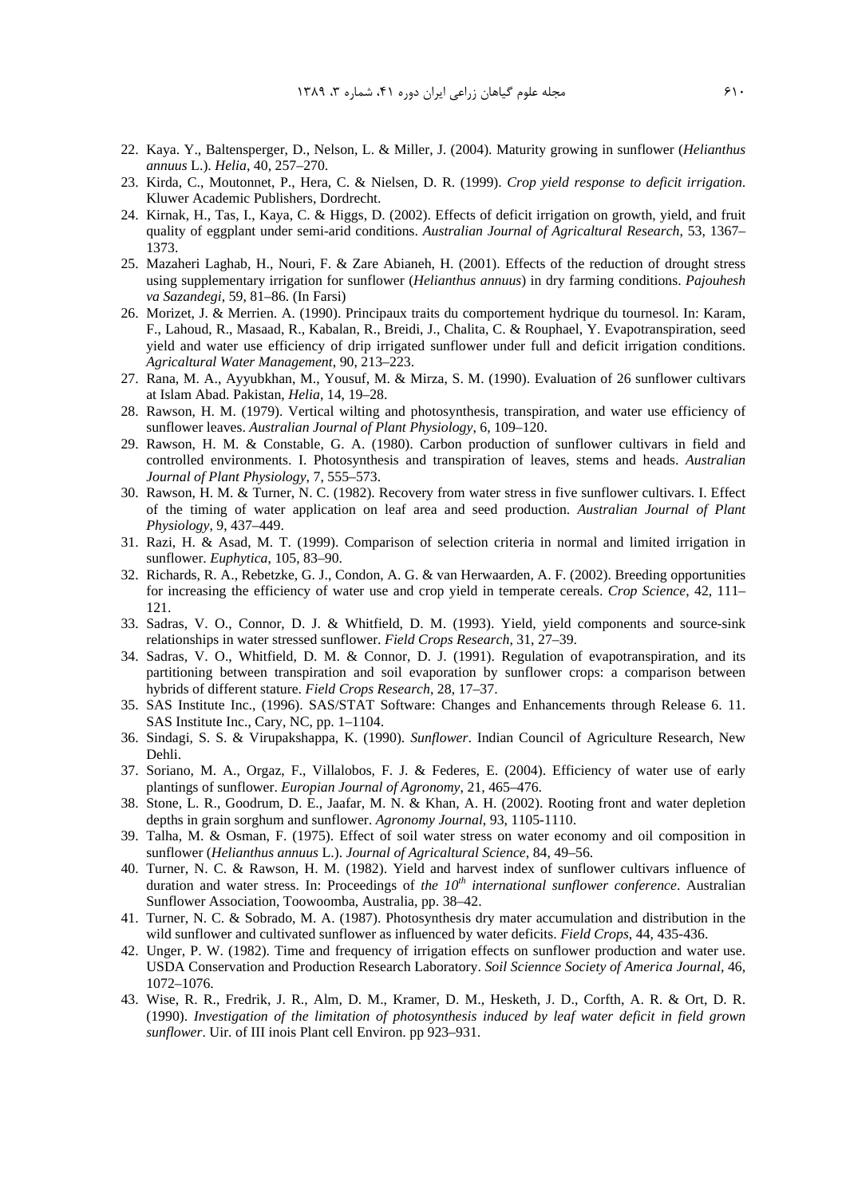22. Kaya. Y., Baltensperger, D., Nelson, L. & Miller, J. (2004). Maturity growing in sunflower (*Helianthus annuus* L.). *Helia*, 40, 257–270.
23. Kirda, C., Moutonnet, P., Hera, C. & Nielsen, D. R. (1999). *Crop yield response to deficit irrigation*. Kluwer Academic Publishers, Dordrecht.
24. Kirnak, H., Tas, I., Kaya, C. & Higgs, D. (2002). Effects of deficit irrigation on growth, yield, and fruit quality of eggplant under semi-arid conditions. *Australian Journal of Agricaltural Research*, 53, 1367–1373.
25. Mazaheri Laghab, H., Nouri, F. & Zare Abianeh, H. (2001). Effects of the reduction of drought stress using supplementary irrigation for sunflower (*Helianthus annuus*) in dry farming conditions. *Pajouhesh va Sazandegi*, 59, 81–86. (In Farsi)
26. Morizet, J. & Merrien. A. (1990). Principaux traits du comportement hydrique du tournesol. In: Karam, F., Lahoud, R., Masaad, R., Kabalan, R., Breidi, J., Chalita, C. & Rouphael, Y. Evapotranspiration, seed yield and water use efficiency of drip irrigated sunflower under full and deficit irrigation conditions. *Agricaltural Water Management*, 90, 213–223.
27. Rana, M. A., Ayyubkhan, M., Yousuf, M. & Mirza, S. M. (1990). Evaluation of 26 sunflower cultivars at Islam Abad. Pakistan, *Helia*, 14, 19–28.
28. Rawson, H. M. (1979). Vertical wilting and photosynthesis, transpiration, and water use efficiency of sunflower leaves. *Australian Journal of Plant Physiology*, 6, 109–120.
29. Rawson, H. M. & Constable, G. A. (1980). Carbon production of sunflower cultivars in field and controlled environments. I. Photosynthesis and transpiration of leaves, stems and heads. *Australian Journal of Plant Physiology*, 7, 555–573.
30. Rawson, H. M. & Turner, N. C. (1982). Recovery from water stress in five sunflower cultivars. I. Effect of the timing of water application on leaf area and seed production. *Australian Journal of Plant Physiology*, 9, 437–449.
31. Razi, H. & Asad, M. T. (1999). Comparison of selection criteria in normal and limited irrigation in sunflower. *Euphytica*, 105, 83–90.
32. Richards, R. A., Rebetzke, G. J., Condon, A. G. & van Herwaarden, A. F. (2002). Breeding opportunities for increasing the efficiency of water use and crop yield in temperate cereals. *Crop Science*, 42, 111–121.
33. Sadras, V. O., Connor, D. J. & Whitfield, D. M. (1993). Yield, yield components and source-sink relationships in water stressed sunflower. *Field Crops Research*, 31, 27–39.
34. Sadras, V. O., Whitfield, D. M. & Connor, D. J. (1991). Regulation of evapotranspiration, and its partitioning between transpiration and soil evaporation by sunflower crops: a comparison between hybrids of different stature. *Field Crops Research*, 28, 17–37.
35. SAS Institute Inc., (1996). SAS/STAT Software: Changes and Enhancements through Release 6. 11. SAS Institute Inc., Cary, NC, pp. 1–1104.
36. Sindagi, S. S. & Virupakshappa, K. (1990). *Sunflower*. Indian Council of Agriculture Research, New Dehli.
37. Soriano, M. A., Orgaz, F., Villalobos, F. J. & Federes, E. (2004). Efficiency of water use of early plantings of sunflower. *Europian Journal of Agronomy*, 21, 465–476.
38. Stone, L. R., Goodrum, D. E., Jaafar, M. N. & Khan, A. H. (2002). Rooting front and water depletion depths in grain sorghum and sunflower. *Agronomy Journal*, 93, 1105-1110.
39. Talha, M. & Osman, F. (1975). Effect of soil water stress on water economy and oil composition in sunflower (*Helianthus annuus* L.). *Journal of Agricaltural Science*, 84, 49–56.
40. Turner, N. C. & Rawson, H. M. (1982). Yield and harvest index of sunflower cultivars influence of duration and water stress. In: Proceedings of *the 10th international sunflower conference*. Australian Sunflower Association, Toowoomba, Australia, pp. 38–42.
41. Turner, N. C. & Sobrado, M. A. (1987). Photosynthesis dry mater accumulation and distribution in the wild sunflower and cultivated sunflower as influenced by water deficits. *Field Crops*, 44, 435-436.
42. Unger, P. W. (1982). Time and frequency of irrigation effects on sunflower production and water use. USDA Conservation and Production Research Laboratory. *Soil Sciennce Society of America Journal*, 46, 1072–1076.
43. Wise, R. R., Fredrik, J. R., Alm, D. M., Kramer, D. M., Hesketh, J. D., Corfth, A. R. & Ort, D. R. (1990). *Investigation of the limitation of photosynthesis induced by leaf water deficit in field grown sunflower*. Uir. of III inois Plant cell Environ. pp 923–931.